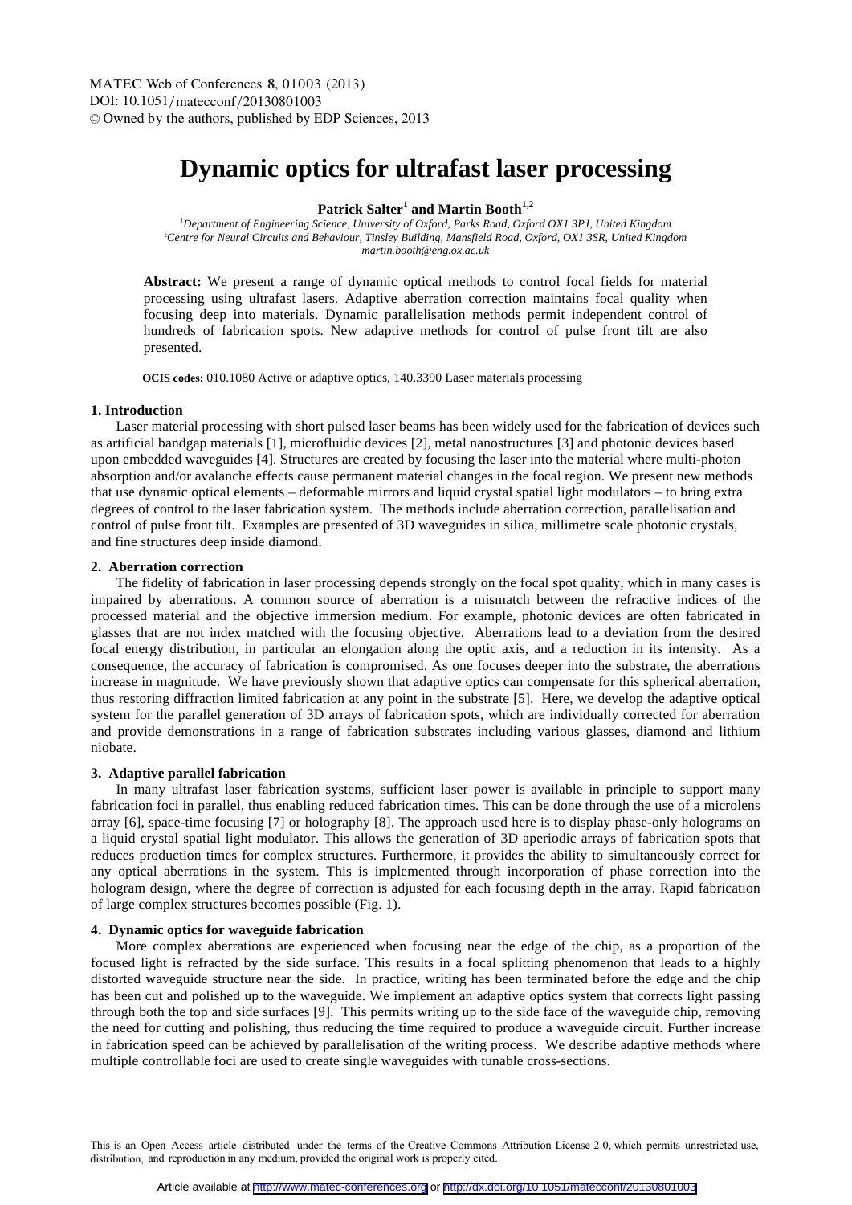# Dynamic optics for ultrafast laser processing

**Patrick Salter[1] and Martin Booth[1,2]**

[1]*Department of Engineering Science, University of Oxford, Parks Road, Oxford OX1 3PJ, United Kingdom*
[2]*Centre for Neural Circuits and Behaviour, Tinsley Building, Mansfield Road, Oxford, OX1 3SR, United Kingdom*
*martin.booth@eng.ox.ac.uk*

**Abstract:** We present a range of dynamic optical methods to control focal fields for material processing using ultrafast lasers. Adaptive aberration correction maintains focal quality when focusing deep into materials. Dynamic parallelisation methods permit independent control of hundreds of fabrication spots. New adaptive methods for control of pulse front tilt are also presented.

**OCIS codes:** 010.1080 Active or adaptive optics, 140.3390 Laser materials processing

## 1. Introduction

Laser material processing with short pulsed laser beams has been widely used for the fabrication of devices such as artificial bandgap materials [1], microfluidic devices [2], metal nanostructures [3] and photonic devices based upon embedded waveguides [4]. Structures are created by focusing the laser into the material where multi-photon absorption and/or avalanche effects cause permanent material changes in the focal region. We present new methods that use dynamic optical elements – deformable mirrors and liquid crystal spatial light modulators – to bring extra degrees of control to the laser fabrication system. The methods include aberration correction, parallelisation and control of pulse front tilt. Examples are presented of 3D waveguides in silica, millimetre scale photonic crystals, and fine structures deep inside diamond.

## 2. Aberration correction

The fidelity of fabrication in laser processing depends strongly on the focal spot quality, which in many cases is impaired by aberrations. A common source of aberration is a mismatch between the refractive indices of the processed material and the objective immersion medium. For example, photonic devices are often fabricated in glasses that are not index matched with the focusing objective. Aberrations lead to a deviation from the desired focal energy distribution, in particular an elongation along the optic axis, and a reduction in its intensity. As a consequence, the accuracy of fabrication is compromised. As one focuses deeper into the substrate, the aberrations increase in magnitude. We have previously shown that adaptive optics can compensate for this spherical aberration, thus restoring diffraction limited fabrication at any point in the substrate [5]. Here, we develop the adaptive optical system for the parallel generation of 3D arrays of fabrication spots, which are individually corrected for aberration and provide demonstrations in a range of fabrication substrates including various glasses, diamond and lithium niobate.

## 3. Adaptive parallel fabrication

In many ultrafast laser fabrication systems, sufficient laser power is available in principle to support many fabrication foci in parallel, thus enabling reduced fabrication times. This can be done through the use of a microlens array [6], space-time focusing [7] or holography [8]. The approach used here is to display phase-only holograms on a liquid crystal spatial light modulator. This allows the generation of 3D aperiodic arrays of fabrication spots that reduces production times for complex structures. Furthermore, it provides the ability to simultaneously correct for any optical aberrations in the system. This is implemented through incorporation of phase correction into the hologram design, where the degree of correction is adjusted for each focusing depth in the array. Rapid fabrication of large complex structures becomes possible (Fig. 1).

## 4. Dynamic optics for waveguide fabrication

More complex aberrations are experienced when focusing near the edge of the chip, as a proportion of the focused light is refracted by the side surface. This results in a focal splitting phenomenon that leads to a highly distorted waveguide structure near the side. In practice, writing has been terminated before the edge and the chip has been cut and polished up to the waveguide. We implement an adaptive optics system that corrects light passing through both the top and side surfaces [9]. This permits writing up to the side face of the waveguide chip, removing the need for cutting and polishing, thus reducing the time required to produce a waveguide circuit. Further increase in fabrication speed can be achieved by parallelisation of the writing process. We describe adaptive methods where multiple controllable foci are used to create single waveguides with tunable cross-sections.

This is an Open Access article distributed under the terms of the Creative Commons Attribution License 2.0, which permits unrestricted use, distribution, and reproduction in any medium, provided the original work is properly cited.

Article available at http://www.matec-conferences.org or http://dx.doi.org/10.1051/matecconf/20130801003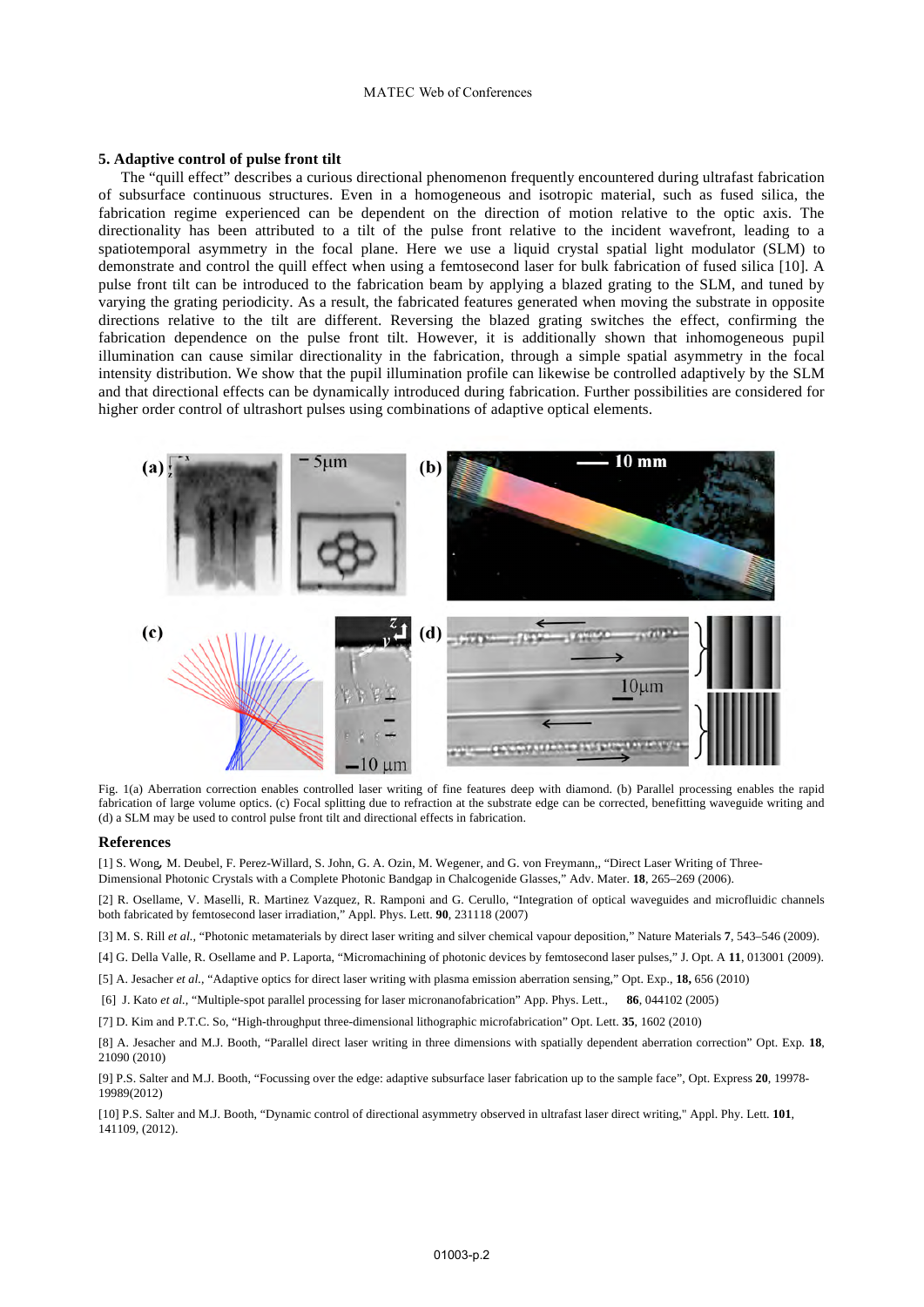## 5. Adaptive control of pulse front tilt

The "quill effect" describes a curious directional phenomenon frequently encountered during ultrafast fabrication of subsurface continuous structures. Even in a homogeneous and isotropic material, such as fused silica, the fabrication regime experienced can be dependent on the direction of motion relative to the optic axis. The directionality has been attributed to a tilt of the pulse front relative to the incident wavefront, leading to a spatiotemporal asymmetry in the focal plane. Here we use a liquid crystal spatial light modulator (SLM) to demonstrate and control the quill effect when using a femtosecond laser for bulk fabrication of fused silica [10]. A pulse front tilt can be introduced to the fabrication beam by applying a blazed grating to the SLM, and tuned by varying the grating periodicity. As a result, the fabricated features generated when moving the substrate in opposite directions relative to the tilt are different. Reversing the blazed grating switches the effect, confirming the fabrication dependence on the pulse front tilt. However, it is additionally shown that inhomogeneous pupil illumination can cause similar directionality in the fabrication, through a simple spatial asymmetry in the focal intensity distribution. We show that the pupil illumination profile can likewise be controlled adaptively by the SLM and that directional effects can be dynamically introduced during fabrication. Further possibilities are considered for higher order control of ultrashort pulses using combinations of adaptive optical elements.

(a)

5μm

(b)

10 mm

(c)

10 μm

(d)

10μm

Fig. 1(a) Aberration correction enables controlled laser writing of fine features deep with diamond. (b) Parallel processing enables the rapid fabrication of large volume optics. (c) Focal splitting due to refraction at the substrate edge can be corrected, benefitting waveguide writing and (d) a SLM may be used to control pulse front tilt and directional effects in fabrication.

## References

[1] S. Wong, M. Deubel, F. Perez-Willard, S. John, G. A. Ozin, M. Wegener, and G. von Freymann,, "Direct Laser Writing of Three-Dimensional Photonic Crystals with a Complete Photonic Bandgap in Chalcogenide Glasses," Adv. Mater. **18**, 265–269 (2006).

[2] R. Osellame, V. Maselli, R. Martinez Vazquez, R. Ramponi and G. Cerullo, "Integration of optical waveguides and microfluidic channels both fabricated by femtosecond laser irradiation," Appl. Phys. Lett. **90**, 231118 (2007)

[3] M. S. Rill *et al.*, "Photonic metamaterials by direct laser writing and silver chemical vapour deposition," Nature Materials **7**, 543–546 (2009).

[4] G. Della Valle, R. Osellame and P. Laporta, "Micromachining of photonic devices by femtosecond laser pulses," J. Opt. A **11**, 013001 (2009).

[5] A. Jesacher *et al.*, "Adaptive optics for direct laser writing with plasma emission aberration sensing," Opt. Exp., **18,** 656 (2010)

[6] J. Kato *et al.*, "Multiple-spot parallel processing for laser micronanofabrication" App. Phys. Lett., **86**, 044102 (2005)

[7] D. Kim and P.T.C. So, "High-throughput three-dimensional lithographic microfabrication" Opt. Lett. **35**, 1602 (2010)

[8] A. Jesacher and M.J. Booth, "Parallel direct laser writing in three dimensions with spatially dependent aberration correction" Opt. Exp. **18**, 21090 (2010)

[9] P.S. Salter and M.J. Booth, "Focussing over the edge: adaptive subsurface laser fabrication up to the sample face", Opt. Express **20**, 19978-19989(2012)

[10] P.S. Salter and M.J. Booth, "Dynamic control of directional asymmetry observed in ultrafast laser direct writing," Appl. Phy. Lett. **101**, 141109, (2012).